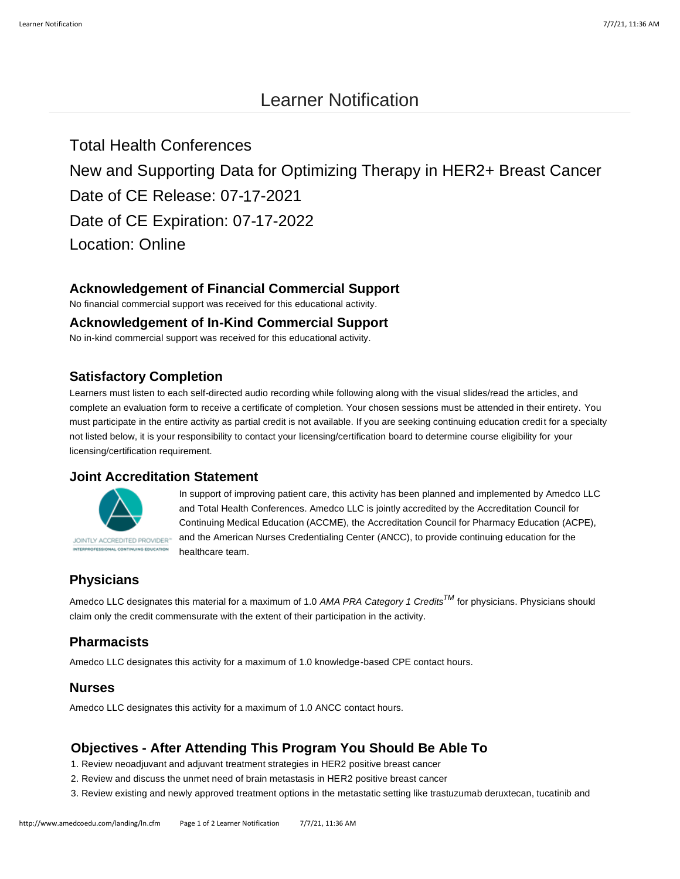# Learner Notification

Total Health Conferences

New and Supporting Data for Optimizing Therapy in HER2+ Breast Cancer

Date of CE Release: 07-17-2021

Date of CE Expiration: 07-17-2022

Location: Online

### Acknowledgement of Financial Commercial Support

No financial commercial support was received for this educational activity.

### Acknowledgement of In-Kind Commercial Support

No in-kind commercial support was received for this educational activity.

### Satisfactory Completion

Learners must listen to each self-directed audio recording while following along with the visual slides/read the articles, and complete an evaluation form to receive a certificate of completion. Your chosen sessions must be attended in their entirety. You must participate in the entire activity as partial credit is not available. If you are seeking continuing education credit for a specialty not listed below, it is your responsibility to contact your licensing/certification board to determine course eligibility for your licensing/certification requirement.

### Joint Accreditation Statement

JOINTLY ACCREDITED PROVIDER™ INTERPROFESSIONAL CONTINUING EDUCATION

In support of improving patient care, this activity has been planned and implemented by Amedco LLC and Total Health Conferences. Amedco LLC is jointly accredited by the Accreditation Council for Continuing Medical Education (ACCME), the Accreditation Council for Pharmacy Education (ACPE), and the American Nurses Credentialing Center (ANCC), to provide continuing education for the healthcare team.

### Physicians

Amedco LLC designates this material for a maximum of 1.0 *AMA PRA Category 1 Credits™* for physicians. Physicians should claim only the credit commensurate with the extent of their participation in the activity.

### Pharmacists

Amedco LLC designates this activity for a maximum of 1.0 knowledge-based CPE contact hours.

### Nurses

Amedco LLC designates this activity for a maximum of 1.0 ANCC contact hours.

### Objectives - After Attending This Program You Should Be Able To

1. Review neoadjuvant and adjuvant treatment strategies in HER2 positive breast cancer
2. Review and discuss the unmet need of brain metastasis in HER2 positive breast cancer
3. Review existing and newly approved treatment options in the metastatic setting like trastuzumab deruxtecan, tucatinib and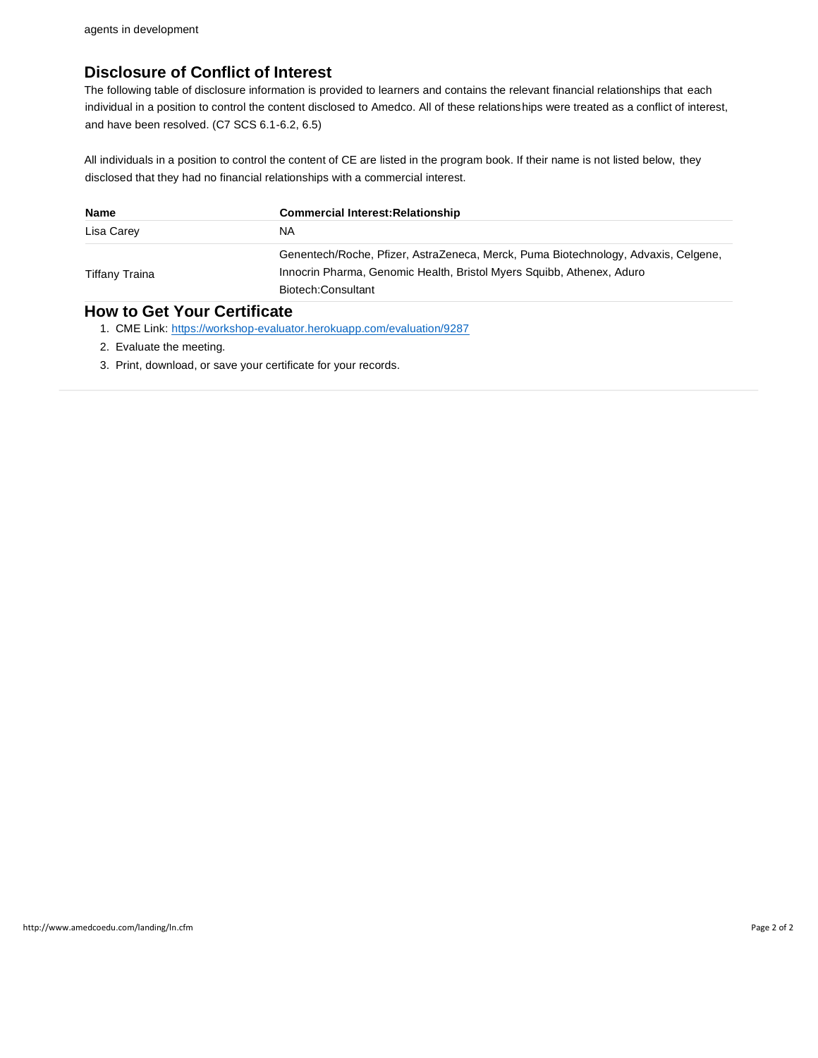agents in development

## Disclosure of Conflict of Interest

The following table of disclosure information is provided to learners and contains the relevant financial relationships that each individual in a position to control the content disclosed to Amedco. All of these relationships were treated as a conflict of interest, and have been resolved. (C7 SCS 6.1-6.2, 6.5)

All individuals in a position to control the content of CE are listed in the program book. If their name is not listed below, they disclosed that they had no financial relationships with a commercial interest.

| Name | Commercial Interest:Relationship |
| --- | --- |
| Lisa Carey | NA |
| Tiffany Traina | Genentech/Roche, Pfizer, AstraZeneca, Merck, Puma Biotechnology, Advaxis, Celgene, Innocrin Pharma, Genomic Health, Bristol Myers Squibb, Athenex, Aduro Biotech:Consultant |

## How to Get Your Certificate

1. CME Link: https://workshop-evaluator.herokuapp.com/evaluation/9287
2. Evaluate the meeting.
3. Print, download, or save your certificate for your records.

http://www.amedcoedu.com/landing/ln.cfm